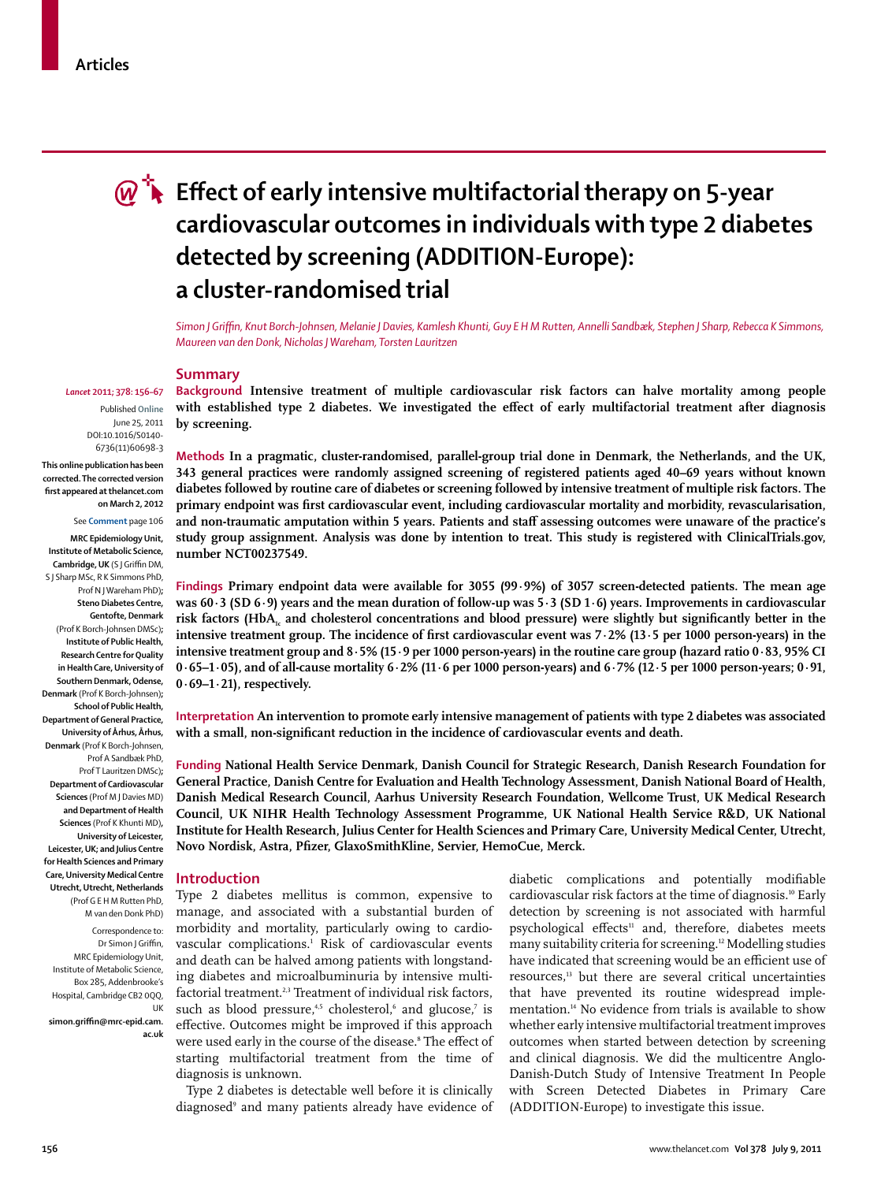# Effect of early intensive multifactorial therapy on 5-year cardiovascular outcomes in individuals with type 2 diabetes detected by screening (ADDITION-Europe): a cluster-randomised trial

*Simon J Griffin, Knut Borch-Johnsen, Melanie J Davies, Kamlesh Khunti, Guy E H M Rutten, Annelli Sandbæk, Stephen J Sharp, Rebecca K Simmons, Maureen van den Donk, Nicholas J Wareham, Torsten Lauritzen*

*Lancet* 2011; 378: 156–67

Published **Online** June 25, 2011 DOI:10.1016/S0140-6736(11)60698-3

**This online publication has been corrected. The corrected version first appeared at thelancet.com on March 2, 2012**

See **Comment** page 106

**MRC Epidemiology Unit, Institute of Metabolic Science, Cambridge, UK** (S J Griffin DM, S J Sharp MSc, R K Simmons PhD, Prof N J Wareham PhD)**; Steno Diabetes Centre, Gentofte, Denmark** (Prof K Borch-Johnsen DMSc)**; Institute of Public Health, Research Centre for Quality in Health Care, University of Southern Denmark, Odense, Denmark** (Prof K Borch-Johnsen)**; School of Public Health, Department of General Practice, University of Århus, Århus, Denmark** (Prof K Borch-Johnsen, Prof A Sandbæk PhD, Prof T Lauritzen DMSc)**; Department of Cardiovascular Sciences** (Prof M J Davies MD) **and Department of Health Sciences** (Prof K Khunti MD)**, University of Leicester, Leicester, UK; and Julius Centre for Health Sciences and Primary Care, University Medical Centre Utrecht, Utrecht, Netherlands** (Prof G E H M Rutten PhD, M van den Donk PhD)

Correspondence to: Dr Simon J Griffin, MRC Epidemiology Unit, Institute of Metabolic Science, Box 285, Addenbrooke's Hospital, Cambridge CB2 0QQ, UK **simon.griffin@mrc-epid.cam.ac.uk**

## Summary

**Background** Intensive treatment of multiple cardiovascular risk factors can halve mortality among people with established type 2 diabetes. We investigated the effect of early multifactorial treatment after diagnosis by screening.

**Methods** In a pragmatic, cluster-randomised, parallel-group trial done in Denmark, the Netherlands, and the UK, 343 general practices were randomly assigned screening of registered patients aged 40–69 years without known diabetes followed by routine care of diabetes or screening followed by intensive treatment of multiple risk factors. The primary endpoint was first cardiovascular event, including cardiovascular mortality and morbidity, revascularisation, and non-traumatic amputation within 5 years. Patients and staff assessing outcomes were unaware of the practice's study group assignment. Analysis was done by intention to treat. This study is registered with ClinicalTrials.gov, number NCT00237549.

**Findings** Primary endpoint data were available for 3055 (99·9%) of 3057 screen-detected patients. The mean age was 60·3 (SD 6·9) years and the mean duration of follow-up was 5·3 (SD 1·6) years. Improvements in cardiovascular risk factors ($HbA_{1c}$ and cholesterol concentrations and blood pressure) were slightly but significantly better in the intensive treatment group. The incidence of first cardiovascular event was 7·2% (13·5 per 1000 person-years) in the intensive treatment group and 8·5% (15·9 per 1000 person-years) in the routine care group (hazard ratio 0·83, 95% CI 0·65–1·05), and of all-cause mortality 6·2% (11·6 per 1000 person-years) and 6·7% (12·5 per 1000 person-years; 0·91, 0·69–1·21), respectively.

**Interpretation** An intervention to promote early intensive management of patients with type 2 diabetes was associated with a small, non-significant reduction in the incidence of cardiovascular events and death.

**Funding** National Health Service Denmark, Danish Council for Strategic Research, Danish Research Foundation for General Practice, Danish Centre for Evaluation and Health Technology Assessment, Danish National Board of Health, Danish Medical Research Council, Aarhus University Research Foundation, Wellcome Trust, UK Medical Research Council, UK NIHR Health Technology Assessment Programme, UK National Health Service R&D, UK National Institute for Health Research, Julius Center for Health Sciences and Primary Care, University Medical Center, Utrecht, Novo Nordisk, Astra, Pfizer, GlaxoSmithKline, Servier, HemoCue, Merck.

## Introduction

Type 2 diabetes mellitus is common, expensive to manage, and associated with a substantial burden of morbidity and mortality, particularly owing to cardiovascular complications.[1] Risk of cardiovascular events and death can be halved among patients with longstanding diabetes and microalbuminuria by intensive multifactorial treatment.[2,3] Treatment of individual risk factors, such as blood pressure,[4,5] cholesterol,[6] and glucose,[7] is effective. Outcomes might be improved if this approach were used early in the course of the disease.[8] The effect of starting multifactorial treatment from the time of diagnosis is unknown.

Type 2 diabetes is detectable well before it is clinically diagnosed[9] and many patients already have evidence of diabetic complications and potentially modifiable cardiovascular risk factors at the time of diagnosis.[10] Early detection by screening is not associated with harmful psychological effects[11] and, therefore, diabetes meets many suitability criteria for screening.[12] Modelling studies have indicated that screening would be an efficient use of resources,[13] but there are several critical uncertainties that have prevented its routine widespread implementation.[14] No evidence from trials is available to show whether early intensive multifactorial treatment improves outcomes when started between detection by screening and clinical diagnosis. We did the multicentre Anglo-Danish-Dutch Study of Intensive Treatment In People with Screen Detected Diabetes in Primary Care (ADDITION-Europe) to investigate this issue.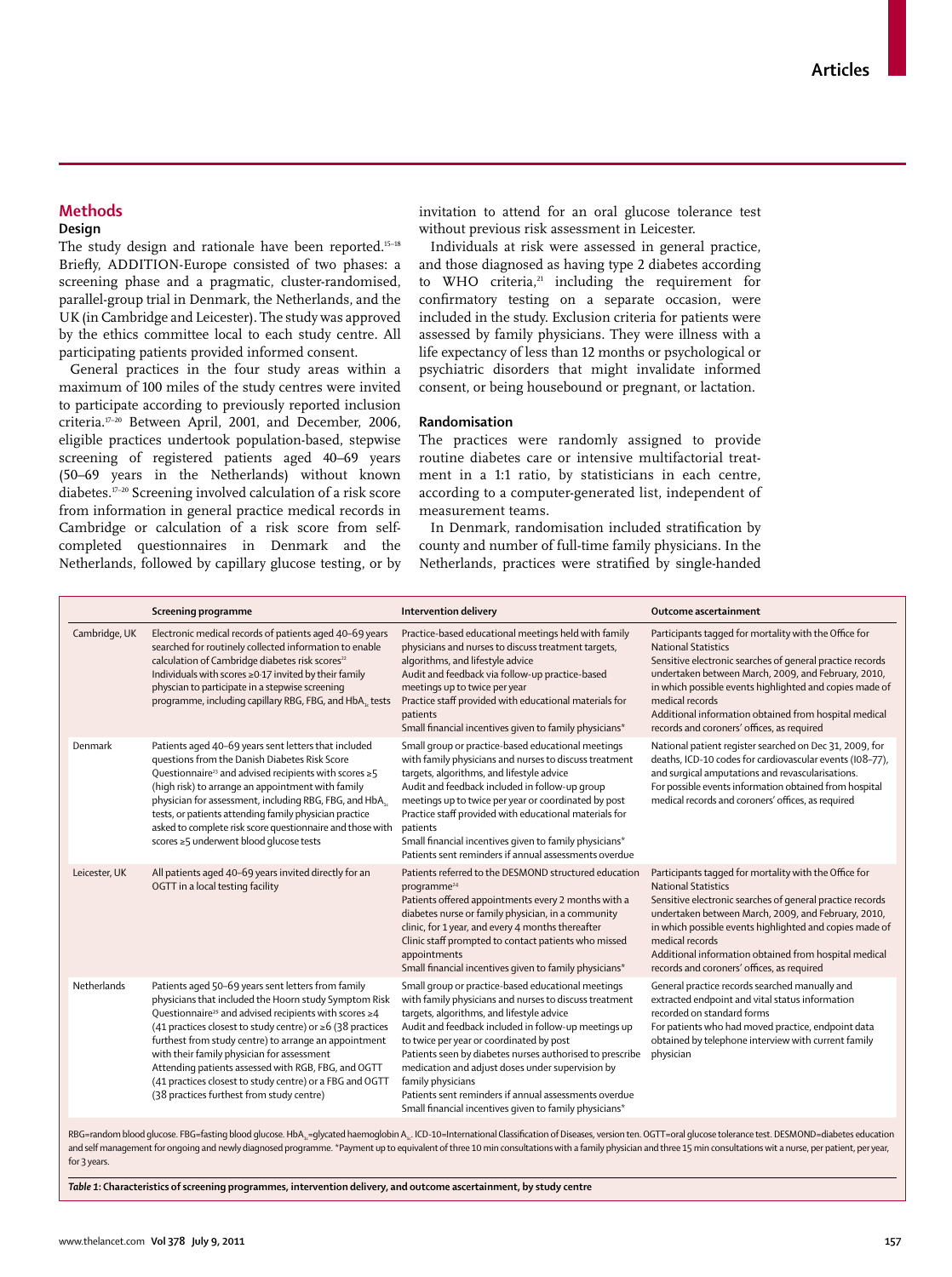## Methods

### Design

The study design and rationale have been reported.[15–18] Briefly, ADDITION-Europe consisted of two phases: a screening phase and a pragmatic, cluster-randomised, parallel-group trial in Denmark, the Netherlands, and the UK (in Cambridge and Leicester). The study was approved by the ethics committee local to each study centre. All participating patients provided informed consent.

General practices in the four study areas within a maximum of 100 miles of the study centres were invited to participate according to previously reported inclusion criteria.[17–20] Between April, 2001, and December, 2006, eligible practices undertook population-based, stepwise screening of registered patients aged 40–69 years (50–69 years in the Netherlands) without known diabetes.[17–20] Screening involved calculation of a risk score from information in general practice medical records in Cambridge or calculation of a risk score from self-completed questionnaires in Denmark and the Netherlands, followed by capillary glucose testing, or by invitation to attend for an oral glucose tolerance test without previous risk assessment in Leicester.

Individuals at risk were assessed in general practice, and those diagnosed as having type 2 diabetes according to WHO criteria,[21] including the requirement for confirmatory testing on a separate occasion, were included in the study. Exclusion criteria for patients were assessed by family physicians. They were illness with a life expectancy of less than 12 months or psychological or psychiatric disorders that might invalidate informed consent, or being housebound or pregnant, or lactation.

### Randomisation

The practices were randomly assigned to provide routine diabetes care or intensive multifactorial treatment in a 1:1 ratio, by statisticians in each centre, according to a computer-generated list, independent of measurement teams.

In Denmark, randomisation included stratification by county and number of full-time family physicians. In the Netherlands, practices were stratified by single-handed

| | Screening programme | Intervention delivery | Outcome ascertainment |
|---|---|---|---|
| Cambridge, UK | Electronic medical records of patients aged 40–69 years searched for routinely collected information to enable calculation of Cambridge diabetes risk scores[22]<br>Individuals with scores ≥0·17 invited by their family physcian to participate in a stepwise screening programme, including capillary RBG, FBG, and $HbA_{1c}$ tests | Practice-based educational meetings held with family physicians and nurses to discuss treatment targets, algorithms, and lifestyle advice<br>Audit and feedback via follow-up practice-based meetings up to twice per year<br>Practice staff provided with educational materials for patients<br>Small financial incentives given to family physicians* | Participants tagged for mortality with the Office for National Statistics<br>Sensitive electronic searches of general practice records undertaken between March, 2009, and February, 2010, in which possible events highlighted and copies made of medical records<br>Additional information obtained from hospital medical records and coroners' offices, as required |
| Denmark | Patients aged 40–69 years sent letters that included questions from the Danish Diabetes Risk Score Questionnaire[23] and advised recipients with scores ≥5 (high risk) to arrange an appointment with family physician for assessment, including RBG, FBG, and $HbA_{1c}$ tests, or patients attending family physician practice asked to complete risk score questionnaire and those with scores ≥5 underwent blood glucose tests | Small group or practice-based educational meetings with family physicians and nurses to discuss treatment targets, algorithms, and lifestyle advice<br>Audit and feedback included in follow-up group meetings up to twice per year or coordinated by post<br>Practice staff provided with educational materials for patients<br>Small financial incentives given to family physicians*<br>Patients sent reminders if annual assessments overdue | National patient register searched on Dec 31, 2009, for deaths, ICD-10 codes for cardiovascular events (I08–77), and surgical amputations and revascularisations.<br>For possible events information obtained from hospital medical records and coroners' offices, as required |
| Leicester, UK | All patients aged 40–69 years invited directly for an OGTT in a local testing facility | Patients referred to the DESMOND structured education programme[24]<br>Patients offered appointments every 2 months with a diabetes nurse or family physician, in a community clinic, for 1 year, and every 4 months thereafter<br>Clinic staff prompted to contact patients who missed appointments<br>Small financial incentives given to family physicians* | Participants tagged for mortality with the Office for National Statistics<br>Sensitive electronic searches of general practice records undertaken between March, 2009, and February, 2010, in which possible events highlighted and copies made of medical records<br>Additional information obtained from hospital medical records and coroners' offices, as required |
| Netherlands | Patients aged 50–69 years sent letters from family physicians that included the Hoorn study Symptom Risk Questionnaire[25] and advised recipients with scores ≥4 (41 practices closest to study centre) or ≥6 (38 practices furthest from study centre) to arrange an appointment with their family physician for assessment<br>Attending patients assessed with RGB, FBG, and OGTT (41 practices closest to study centre) or a FBG and OGTT (38 practices furthest from study centre) | Small group or practice-based educational meetings with family physicians and nurses to discuss treatment targets, algorithms, and lifestyle advice<br>Audit and feedback included in follow-up meetings up to twice per year or coordinated by post<br>Patients seen by diabetes nurses authorised to prescribe medication and adjust doses under supervision by family physicians<br>Patients sent reminders if annual assessments overdue<br>Small financial incentives given to family physicians* | General practice records searched manually and extracted endpoint and vital status information recorded on standard forms<br>For patients who had moved practice, endpoint data obtained by telephone interview with current family physician |

RBG=random blood glucose. FBG=fasting blood glucose. $HbA_{1c}$=glycated haemoglobin $A_{1c}$. ICD-10=International Classification of Diseases, version ten. OGTT=oral glucose tolerance test. DESMOND=diabetes education and self management for ongoing and newly diagnosed programme. *Payment up to equivalent of three 10 min consultations with a family physician and three 15 min consultations wit a nurse, per patient, per year, for 3 years.

*Table 1*: **Characteristics of screening programmes, intervention delivery, and outcome ascertainment, by study centre**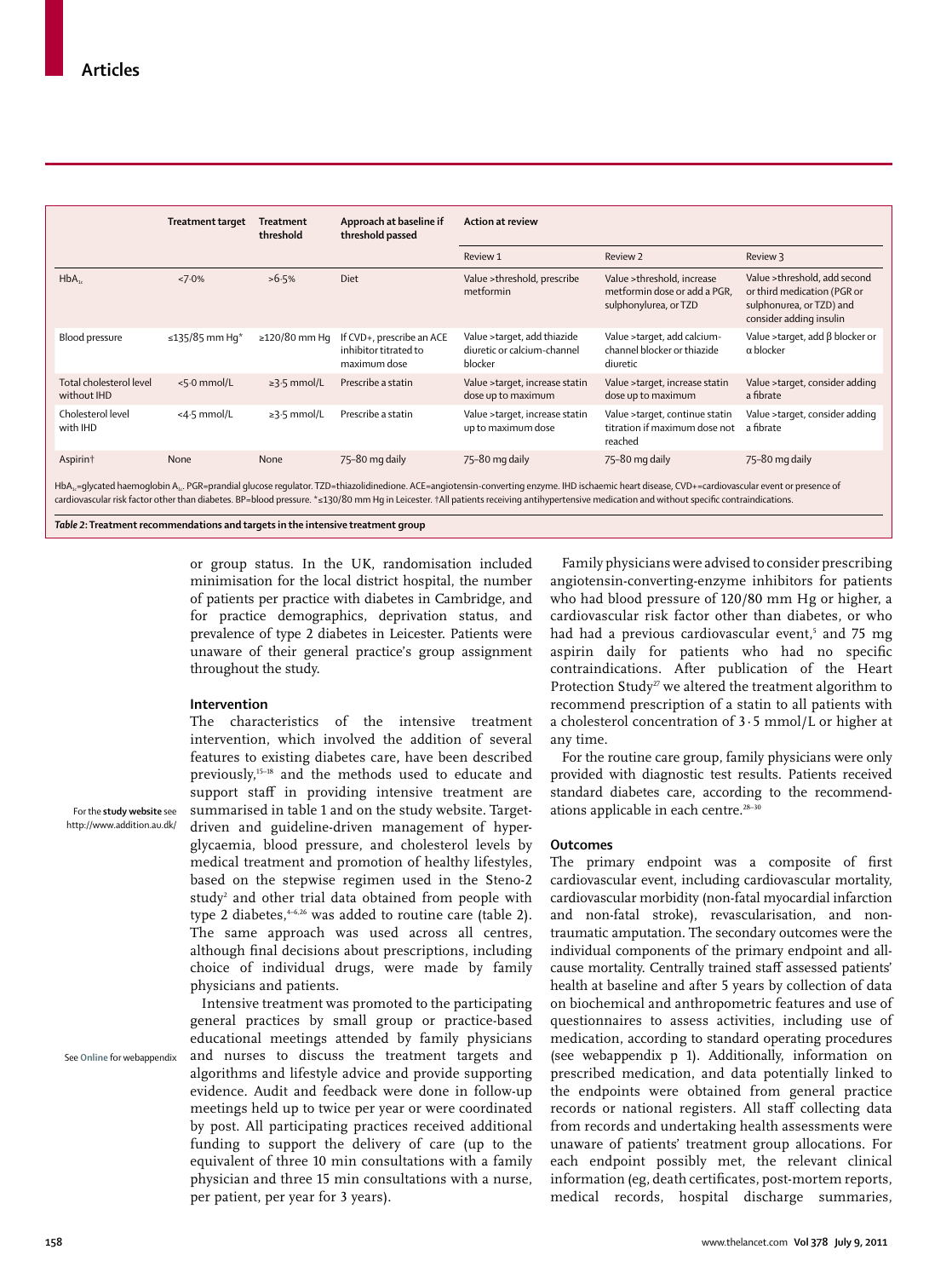| | Treatment target | Treatment threshold | Approach at baseline if threshold passed | Action at review | | |
|---|---|---|---|---|---|---|
| | | | | Review 1 | Review 2 | Review 3 |
| $HbA_{1c}$ | <7·0% | >6·5% | Diet | Value >threshold, prescribe metformin | Value >threshold, increase metformin dose or add a PGR, sulphonylurea, or TZD | Value >threshold, add second or third medication (PGR or sulphonurea, or TZD) and consider adding insulin |
| Blood pressure | ≤135/85 mm Hg* | ≥120/80 mm Hg | If CVD+, prescribe an ACE inhibitor titrated to maximum dose | Value >target, add thiazide diuretic or calcium-channel blocker | Value >target, add calcium-channel blocker or thiazide diuretic | Value >target, add β blocker or α blocker |
| Total cholesterol level without IHD | <5·0 mmol/L | ≥3·5 mmol/L | Prescribe a statin | Value >target, increase statin dose up to maximum | Value >target, increase statin dose up to maximum | Value >target, consider adding a fibrate |
| Cholesterol level with IHD | <4·5 mmol/L | ≥3·5 mmol/L | Prescribe a statin | Value >target, increase statin up to maximum dose | Value >target, continue statin titration if maximum dose not reached | Value >target, consider adding a fibrate |
| Aspirin† | None | None | 75–80 mg daily | 75–80 mg daily | 75–80 mg daily | 75–80 mg daily |

$HbA_{1c}$=glycated haemoglobin $A_{1c}$. PGR=prandial glucose regulator. TZD=thiazolidinedione. ACE=angiotensin-converting enzyme. IHD ischaemic heart disease, CVD+=cardiovascular event or presence of cardiovascular risk factor other than diabetes. BP=blood pressure. *≤130/80 mm Hg in Leicester. †All patients receiving antihypertensive medication and without specific contraindications.

*Table 2:* **Treatment recommendations and targets in the intensive treatment group**

or group status. In the UK, randomisation included minimisation for the local district hospital, the number of patients per practice with diabetes in Cambridge, and for practice demographics, deprivation status, and prevalence of type 2 diabetes in Leicester. Patients were unaware of their general practice's group assignment throughout the study.

### Intervention

The characteristics of the intensive treatment intervention, which involved the addition of several features to existing diabetes care, have been described previously,[15–18] and the methods used to educate and support staff in providing intensive treatment are summarised in table 1 and on the study website. Target-driven and guideline-driven management of hyperglycaemia, blood pressure, and cholesterol levels by medical treatment and promotion of healthy lifestyles, based on the stepwise regimen used in the Steno-2 study[2] and other trial data obtained from people with type 2 diabetes,[4–6,26] was added to routine care (table 2). The same approach was used across all centres, although final decisions about prescriptions, including choice of individual drugs, were made by family physicians and patients.

For the **study website** see http://www.addition.au.dk/

Intensive treatment was promoted to the participating general practices by small group or practice-based educational meetings attended by family physicians and nurses to discuss the treatment targets and algorithms and lifestyle advice and provide supporting evidence. Audit and feedback were done in follow-up meetings held up to twice per year or were coordinated by post. All participating practices received additional funding to support the delivery of care (up to the equivalent of three 10 min consultations with a family physician and three 15 min consultations with a nurse, per patient, per year for 3 years).

See **Online** for webappendix

Family physicians were advised to consider prescribing angiotensin-converting-enzyme inhibitors for patients who had blood pressure of 120/80 mm Hg or higher, a cardiovascular risk factor other than diabetes, or who had had a previous cardiovascular event,[5] and 75 mg aspirin daily for patients who had no specific contraindications. After publication of the Heart Protection Study[27] we altered the treatment algorithm to recommend prescription of a statin to all patients with a cholesterol concentration of 3·5 mmol/L or higher at any time.

For the routine care group, family physicians were only provided with diagnostic test results. Patients received standard diabetes care, according to the recommendations applicable in each centre.[28–30]

### Outcomes

The primary endpoint was a composite of first cardiovascular event, including cardiovascular mortality, cardiovascular morbidity (non-fatal myocardial infarction and non-fatal stroke), revascularisation, and non-traumatic amputation. The secondary outcomes were the individual components of the primary endpoint and all-cause mortality. Centrally trained staff assessed patients' health at baseline and after 5 years by collection of data on biochemical and anthropometric features and use of questionnaires to assess activities, including use of medication, according to standard operating procedures (see webappendix p 1). Additionally, information on prescribed medication, and data potentially linked to the endpoints were obtained from general practice records or national registers. All staff collecting data from records and undertaking health assessments were unaware of patients' treatment group allocations. For each endpoint possibly met, the relevant clinical information (eg, death certificates, post-mortem reports, medical records, hospital discharge summaries,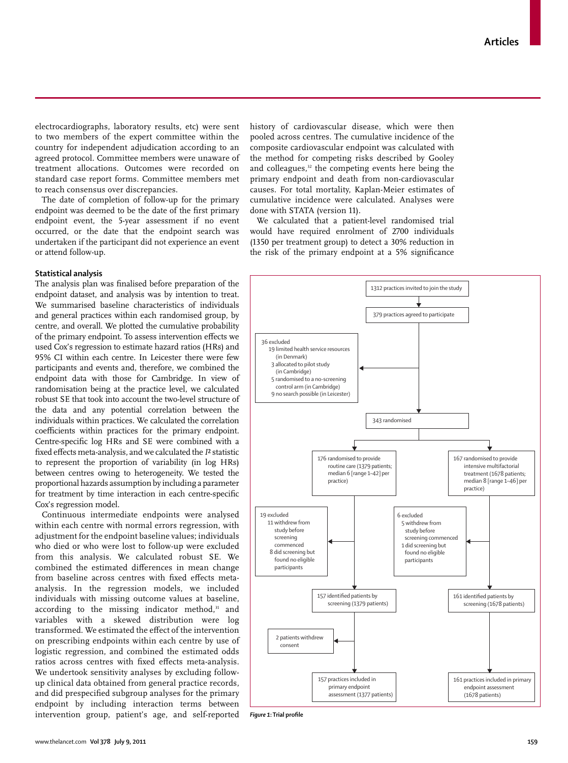electrocardiographs, laboratory results, etc) were sent to two members of the expert committee within the country for independent adjudication according to an agreed protocol. Committee members were unaware of treatment allocations. Outcomes were recorded on standard case report forms. Committee members met to reach consensus over discrepancies.

The date of completion of follow-up for the primary endpoint was deemed to be the date of the first primary endpoint event, the 5-year assessment if no event occurred, or the date that the endpoint search was undertaken if the participant did not experience an event or attend follow-up.

### Statistical analysis

The analysis plan was finalised before preparation of the endpoint dataset, and analysis was by intention to treat. We summarised baseline characteristics of individuals and general practices within each randomised group, by centre, and overall. We plotted the cumulative probability of the primary endpoint. To assess intervention effects we used Cox's regression to estimate hazard ratios (HRs) and 95% CI within each centre. In Leicester there were few participants and events and, therefore, we combined the endpoint data with those for Cambridge. In view of randomisation being at the practice level, we calculated robust SE that took into account the two-level structure of the data and any potential correlation between the individuals within practices. We calculated the correlation coefficients within practices for the primary endpoint. Centre-specific log HRs and SE were combined with a fixed effects meta-analysis, and we calculated the $I^2$ statistic to represent the proportion of variability (in log HRs) between centres owing to heterogeneity. We tested the proportional hazards assumption by including a parameter for treatment by time interaction in each centre-specific Cox's regression model.

Continuous intermediate endpoints were analysed within each centre with normal errors regression, with adjustment for the endpoint baseline values; individuals who died or who were lost to follow-up were excluded from this analysis. We calculated robust SE. We combined the estimated differences in mean change from baseline across centres with fixed effects meta-analysis. In the regression models, we included individuals with missing outcome values at baseline, according to the missing indicator method,[31] and variables with a skewed distribution were log transformed. We estimated the effect of the intervention on prescribing endpoints within each centre by use of logistic regression, and combined the estimated odds ratios across centres with fixed effects meta-analysis. We undertook sensitivity analyses by excluding follow-up clinical data obtained from general practice records, and did prespecified subgroup analyses for the primary endpoint by including interaction terms between intervention group, patient's age, and self-reported history of cardiovascular disease, which were then pooled across centres. The cumulative incidence of the composite cardiovascular endpoint was calculated with the method for competing risks described by Gooley and colleagues,[32] the competing events here being the primary endpoint and death from non-cardiovascular causes. For total mortality, Kaplan-Meier estimates of cumulative incidence were calculated. Analyses were done with STATA (version 11).

We calculated that a patient-level randomised trial would have required enrolment of 2700 individuals (1350 per treatment group) to detect a 30% reduction in the risk of the primary endpoint at a 5% significance

1312 practices invited to join the study

379 practices agreed to participate

36 excluded
19 limited health service resources (in Denmark)
3 allocated to pilot study (in Cambridge)
5 randomised to a no-screening control arm (in Cambridge)
9 no search possible (in Leicester)

343 randomised

176 randomised to provide routine care (1379 patients; median 6 [range 1–42] per practice)

167 randomised to provide intensive multifactorial treatment (1678 patients; median 8 [range 1–46] per practice)

19 excluded
11 withdrew from study before screening commenced
8 did screening but found no eligible participants

6 excluded
5 withdrew from study before screening commenced
1 did screening but found no eligible participants

157 identified patients by screening (1379 patients)

161 identified patients by screening (1678 patients)

2 patients withdrew consent

157 practices included in primary endpoint assessment (1377 patients)

161 practices included in primary endpoint assessment (1678 patients)

*Figure 1:* **Trial profile**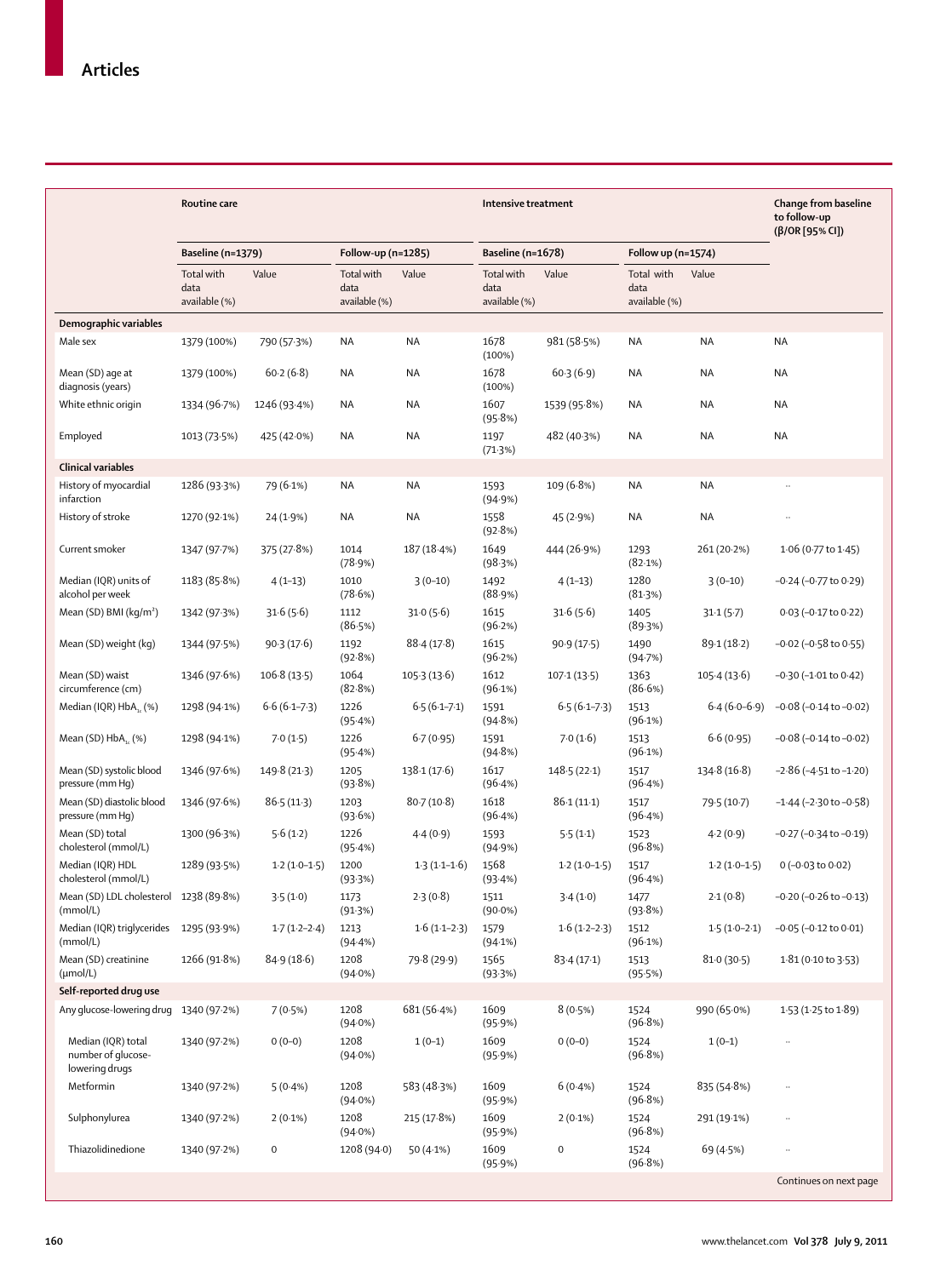| | Routine care | | | | Intensive treatment | | | | Change from baseline to follow-up (β/OR [95% CI]) |
|---|---|---|---|---|---|---|---|---|---|
| | Baseline (n=1379) | | Follow-up (n=1285) | | Baseline (n=1678) | | Follow up (n=1574) | | |
| | Total with data available (%) | Value | Total with data available (%) | Value | Total with data available (%) | Value | Total with data available (%) | Value | |
| **Demographic variables** | | | | | | | | | |
| Male sex | 1379 (100%) | 790 (57·3%) | NA | NA | 1678 (100%) | 981 (58·5%) | NA | NA | NA |
| Mean (SD) age at diagnosis (years) | 1379 (100%) | 60·2 (6·8) | NA | NA | 1678 (100%) | 60·3 (6·9) | NA | NA | NA |
| White ethnic origin | 1334 (96·7%) | 1246 (93·4%) | NA | NA | 1607 (95·8%) | 1539 (95·8%) | NA | NA | NA |
| Employed | 1013 (73·5%) | 425 (42·0%) | NA | NA | 1197 (71·3%) | 482 (40·3%) | NA | NA | NA |
| **Clinical variables** | | | | | | | | | |
| History of myocardial infarction | 1286 (93·3%) | 79 (6·1%) | NA | NA | 1593 (94·9%) | 109 (6·8%) | NA | NA | .. |
| History of stroke | 1270 (92·1%) | 24 (1·9%) | NA | NA | 1558 (92·8%) | 45 (2·9%) | NA | NA | .. |
| Current smoker | 1347 (97·7%) | 375 (27·8%) | 1014 (78·9%) | 187 (18·4%) | 1649 (98·3%) | 444 (26·9%) | 1293 (82·1%) | 261 (20·2%) | 1·06 (0·77 to 1·45) |
| Median (IQR) units of alcohol per week | 1183 (85·8%) | 4 (1–13) | 1010 (78·6%) | 3 (0–10) | 1492 (88·9%) | 4 (1–13) | 1280 (81·3%) | 3 (0–10) | −0·24 (−0·77 to 0·29) |
| Mean (SD) BMI (kg/m²) | 1342 (97·3%) | 31·6 (5·6) | 1112 (86·5%) | 31·0 (5·6) | 1615 (96·2%) | 31·6 (5·6) | 1405 (89·3%) | 31·1 (5·7) | 0·03 (−0·17 to 0·22) |
| Mean (SD) weight (kg) | 1344 (97·5%) | 90·3 (17·6) | 1192 (92·8%) | 88·4 (17·8) | 1615 (96·2%) | 90·9 (17·5) | 1490 (94·7%) | 89·1 (18·2) | −0·02 (−0·58 to 0·55) |
| Mean (SD) waist circumference (cm) | 1346 (97·6%) | 106·8 (13·5) | 1064 (82·8%) | 105·3 (13·6) | 1612 (96·1%) | 107·1 (13·5) | 1363 (86·6%) | 105·4 (13·6) | −0·30 (−1·01 to 0·42) |
| Median (IQR) $HbA_{1c}$ (%) | 1298 (94·1%) | 6·6 (6·1–7·3) | 1226 (95·4%) | 6·5 (6·1–7·1) | 1591 (94·8%) | 6·5 (6·1–7·3) | 1513 (96·1%) | 6·4 (6·0–6·9) | −0·08 (−0·14 to −0·02) |
| Mean (SD) $HbA_{1c}$ (%) | 1298 (94·1%) | 7·0 (1·5) | 1226 (95·4%) | 6·7 (0·95) | 1591 (94·8%) | 7·0 (1·6) | 1513 (96·1%) | 6·6 (0·95) | −0·08 (−0·14 to −0·02) |
| Mean (SD) systolic blood pressure (mm Hg) | 1346 (97·6%) | 149·8 (21·3) | 1205 (93·8%) | 138·1 (17·6) | 1617 (96·4%) | 148·5 (22·1) | 1517 (96·4%) | 134·8 (16·8) | −2·86 (−4·51 to −1·20) |
| Mean (SD) diastolic blood pressure (mm Hg) | 1346 (97·6%) | 86·5 (11·3) | 1203 (93·6%) | 80·7 (10·8) | 1618 (96·4%) | 86·1 (11·1) | 1517 (96·4%) | 79·5 (10·7) | −1·44 (−2·30 to −0·58) |
| Mean (SD) total cholesterol (mmol/L) | 1300 (96·3%) | 5·6 (1·2) | 1226 (95·4%) | 4·4 (0·9) | 1593 (94·9%) | 5·5 (1·1) | 1523 (96·8%) | 4·2 (0·9) | −0·27 (−0·34 to −0·19) |
| Median (IQR) HDL cholesterol (mmol/L) | 1289 (93·5%) | 1·2 (1·0–1·5) | 1200 (93·3%) | 1·3 (1·1–1·6) | 1568 (93·4%) | 1·2 (1·0–1·5) | 1517 (96·4%) | 1·2 (1·0–1·5) | 0 (−0·03 to 0·02) |
| Mean (SD) LDL cholesterol (mmol/L) | 1238 (89·8%) | 3·5 (1·0) | 1173 (91·3%) | 2·3 (0·8) | 1511 (90·0%) | 3·4 (1·0) | 1477 (93·8%) | 2·1 (0·8) | −0·20 (−0·26 to −0·13) |
| Median (IQR) triglycerides (mmol/L) | 1295 (93·9%) | 1·7 (1·2–2·4) | 1213 (94·4%) | 1·6 (1·1–2·3) | 1579 (94·1%) | 1·6 (1·2–2·3) | 1512 (96·1%) | 1·5 (1·0–2·1) | −0·05 (−0·12 to 0·01) |
| Mean (SD) creatinine (μmol/L) | 1266 (91·8%) | 84·9 (18·6) | 1208 (94·0%) | 79·8 (29·9) | 1565 (93·3%) | 83·4 (17·1) | 1513 (95·5%) | 81·0 (30·5) | 1·81 (0·10 to 3·53) |
| **Self-reported drug use** | | | | | | | | | |
| Any glucose-lowering drug | 1340 (97·2%) | 7 (0·5%) | 1208 (94·0%) | 681 (56·4%) | 1609 (95·9%) | 8 (0·5%) | 1524 (96·8%) | 990 (65·0%) | 1·53 (1·25 to 1·89) |
| Median (IQR) total number of glucose-lowering drugs | 1340 (97·2%) | 0 (0–0) | 1208 (94·0%) | 1 (0–1) | 1609 (95·9%) | 0 (0–0) | 1524 (96·8%) | 1 (0–1) | .. |
| Metformin | 1340 (97·2%) | 5 (0·4%) | 1208 (94·0%) | 583 (48·3%) | 1609 (95·9%) | 6 (0·4%) | 1524 (96·8%) | 835 (54·8%) | .. |
| Sulphonylurea | 1340 (97·2%) | 2 (0·1%) | 1208 (94·0%) | 215 (17·8%) | 1609 (95·9%) | 2 (0·1%) | 1524 (96·8%) | 291 (19·1%) | .. |
| Thiazolidinedione | 1340 (97·2%) | 0 | 1208 (94·0) | 50 (4·1%) | 1609 (95·9%) | 0 | 1524 (96·8%) | 69 (4·5%) | .. |

Continues on next page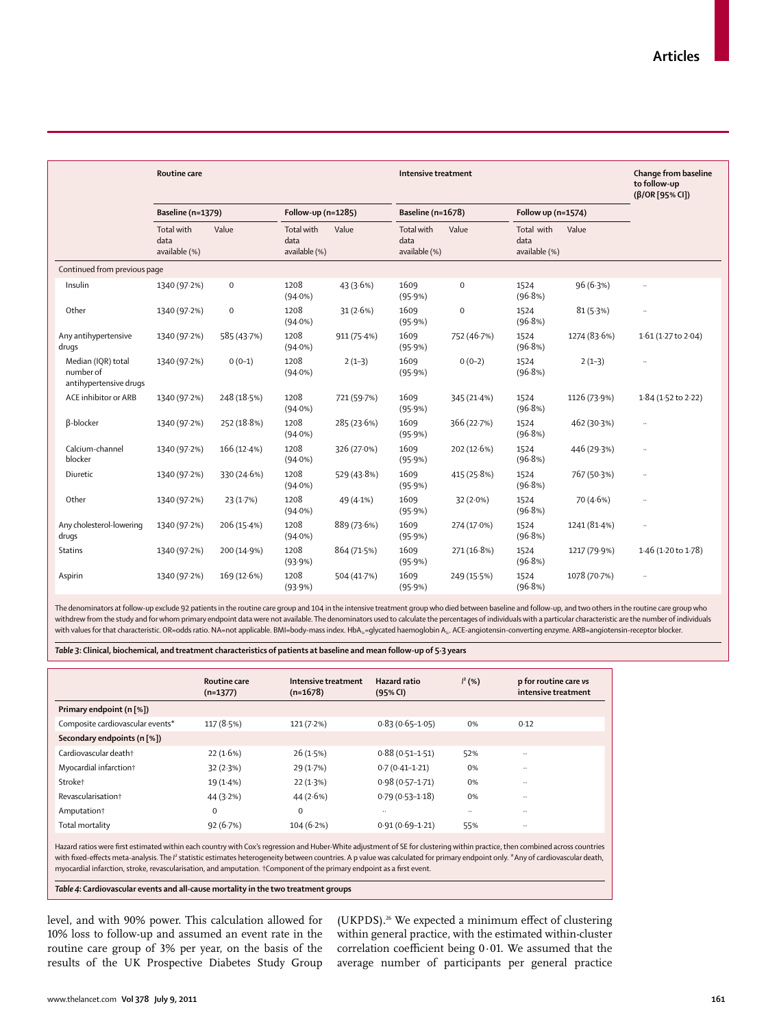| | Routine care | | | | Intensive treatment | | | | Change from baseline to follow-up (β/OR [95% CI]) |
|---|---|---|---|---|---|---|---|---|---|
| | Baseline (n=1379) | | Follow-up (n=1285) | | Baseline (n=1678) | | Follow up (n=1574) | | |
| | Total with data available (%) | Value | Total with data available (%) | Value | Total with data available (%) | Value | Total with data available (%) | Value | |
| Continued from previous page | | | | | | | | | |
| Insulin | 1340 (97·2%) | 0 | 1208 (94·0%) | 43 (3·6%) | 1609 (95·9%) | 0 | 1524 (96·8%) | 96 (6·3%) | .. |
| Other | 1340 (97·2%) | 0 | 1208 (94·0%) | 31 (2·6%) | 1609 (95·9%) | 0 | 1524 (96·8%) | 81 (5·3%) | .. |
| Any antihypertensive drugs | 1340 (97·2%) | 585 (43·7%) | 1208 (94·0%) | 911 (75·4%) | 1609 (95·9%) | 752 (46·7%) | 1524 (96·8%) | 1274 (83·6%) | 1·61 (1·27 to 2·04) |
| Median (IQR) total number of antihypertensive drugs | 1340 (97·2%) | 0 (0–1) | 1208 (94·0%) | 2 (1–3) | 1609 (95·9%) | 0 (0–2) | 1524 (96·8%) | 2 (1–3) | .. |
| ACE inhibitor or ARB | 1340 (97·2%) | 248 (18·5%) | 1208 (94·0%) | 721 (59·7%) | 1609 (95·9%) | 345 (21·4%) | 1524 (96·8%) | 1126 (73·9%) | 1·84 (1·52 to 2·22) |
| β-blocker | 1340 (97·2%) | 252 (18·8%) | 1208 (94·0%) | 285 (23·6%) | 1609 (95·9%) | 366 (22·7%) | 1524 (96·8%) | 462 (30·3%) | .. |
| Calcium-channel blocker | 1340 (97·2%) | 166 (12·4%) | 1208 (94·0%) | 326 (27·0%) | 1609 (95·9%) | 202 (12·6%) | 1524 (96·8%) | 446 (29·3%) | .. |
| Diuretic | 1340 (97·2%) | 330 (24·6%) | 1208 (94·0%) | 529 (43·8%) | 1609 (95·9%) | 415 (25·8%) | 1524 (96·8%) | 767 (50·3%) | .. |
| Other | 1340 (97·2%) | 23 (1·7%) | 1208 (94·0%) | 49 (4·1%) | 1609 (95·9%) | 32 (2·0%) | 1524 (96·8%) | 70 (4·6%) | .. |
| Any cholesterol-lowering drugs | 1340 (97·2%) | 206 (15·4%) | 1208 (94·0%) | 889 (73·6%) | 1609 (95·9%) | 274 (17·0%) | 1524 (96·8%) | 1241 (81·4%) | .. |
| Statins | 1340 (97·2%) | 200 (14·9%) | 1208 (93·9%) | 864 (71·5%) | 1609 (95·9%) | 271 (16·8%) | 1524 (96·8%) | 1217 (79·9%) | 1·46 (1·20 to 1·78) |
| Aspirin | 1340 (97·2%) | 169 (12·6%) | 1208 (93·9%) | 504 (41·7%) | 1609 (95·9%) | 249 (15·5%) | 1524 (96·8%) | 1078 (70·7%) | .. |

The denominators at follow-up exclude 92 patients in the routine care group and 104 in the intensive treatment group who died between baseline and follow-up, and two others in the routine care group who withdrew from the study and for whom primary endpoint data were not available. The denominators used to calculate the percentages of individuals with a particular characteristic are the number of individuals with values for that characteristic. OR=odds ratio. NA=not applicable. BMI=body-mass index. $HbA_{1c}$=glycated haemoglobin $A_{1c}$. ACE=angiotensin-converting enzyme. ARB=angiotensin-receptor blocker.

***Table 3:* Clinical, biochemical, and treatment characteristics of patients at baseline and mean follow-up of 5·3 years**

| | Routine care (n=1377) | Intensive treatment (n=1678) | Hazard ratio (95% CI) | $I^2$ (%) | p for routine care vs intensive treatment |
|---|---|---|---|---|---|
| **Primary endpoint (n [%])** | | | | | |
| Composite cardiovascular events* | 117 (8·5%) | 121 (7·2%) | 0·83 (0·65–1·05) | 0% | 0·12 |
| **Secondary endpoints (n [%])** | | | | | |
| Cardiovascular death† | 22 (1·6%) | 26 (1·5%) | 0·88 (0·51–1·51) | 52% | .. |
| Myocardial infarction† | 32 (2·3%) | 29 (1·7%) | 0·7 (0·41–1·21) | 0% | .. |
| Stroke† | 19 (1·4%) | 22 (1·3%) | 0·98 (0·57–1·71) | 0% | .. |
| Revascularisation† | 44 (3·2%) | 44 (2·6%) | 0·79 (0·53–1·18) | 0% | .. |
| Amputation† | 0 | 0 | .. | .. | .. |
| Total mortality | 92 (6·7%) | 104 (6·2%) | 0·91 (0·69–1·21) | 55% | .. |

Hazard ratios were first estimated within each country with Cox's regression and Huber-White adjustment of SE for clustering within practice, then combined across countries with fixed-effects meta-analysis. The $I^2$ statistic estimates heterogeneity between countries. A p value was calculated for primary endpoint only. *Any of cardiovascular death, myocardial infarction, stroke, revascularisation, and amputation. †Component of the primary endpoint as a first event.

***Table 4:* Cardiovascular events and all-cause mortality in the two treatment groups**

level, and with 90% power. This calculation allowed for 10% loss to follow-up and assumed an event rate in the routine care group of 3% per year, on the basis of the results of the UK Prospective Diabetes Study Group (UKPDS).[26] We expected a minimum effect of clustering within general practice, with the estimated within-cluster correlation coefficient being 0·01. We assumed that the average number of participants per general practice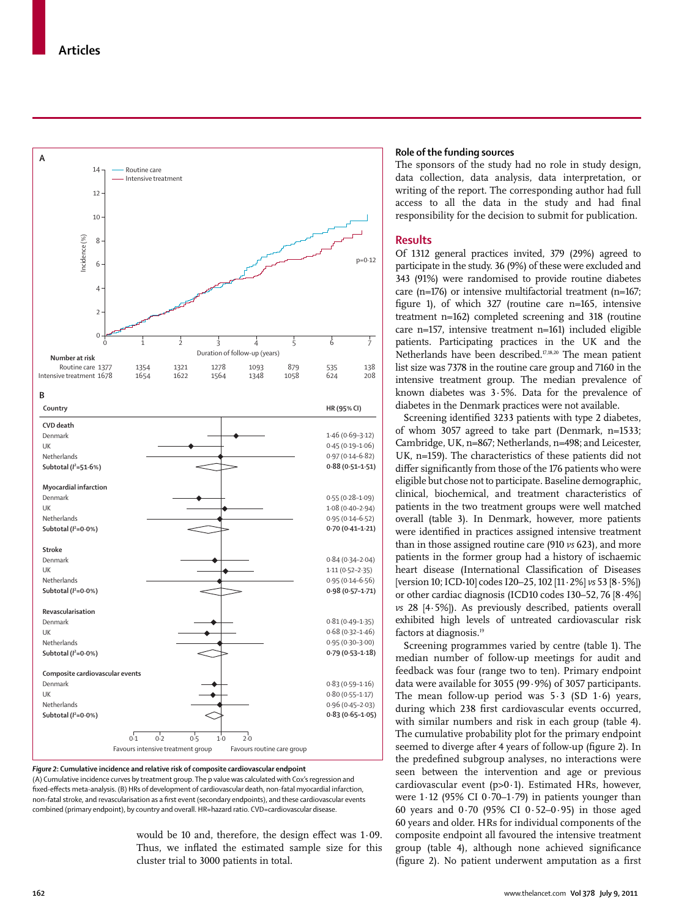**Figure 2: Cumulative incidence and relative risk of composite cardiovascular endpoint**

(A) Cumulative incidence curves by treatment group. The p value was calculated with Cox's regression and fixed-effects meta-analysis. (B) HRs of development of cardiovascular death, non-fatal myocardial infarction, non-fatal stroke, and revascularisation as a first event (secondary endpoints), and these cardiovascular events combined (primary endpoint), by country and overall. HR=hazard ratio. CVD=cardiovascular disease.

would be 10 and, therefore, the design effect was 1·09. Thus, we inflated the estimated sample size for this cluster trial to 3000 patients in total.

### Role of the funding sources

The sponsors of the study had no role in study design, data collection, data analysis, data interpretation, or writing of the report. The corresponding author had full access to all the data in the study and had final responsibility for the decision to submit for publication.

## Results

Of 1312 general practices invited, 379 (29%) agreed to participate in the study. 36 (9%) of these were excluded and 343 (91%) were randomised to provide routine diabetes care (n=176) or intensive multifactorial treatment (n=167; figure 1), of which 327 (routine care n=165, intensive treatment n=162) completed screening and 318 (routine care n=157, intensive treatment n=161) included eligible patients. Participating practices in the UK and the Netherlands have been described.[17,18,20] The mean patient list size was 7378 in the routine care group and 7160 in the intensive treatment group. The median prevalence of known diabetes was 3·5%. Data for the prevalence of diabetes in the Denmark practices were not available.

Screening identified 3233 patients with type 2 diabetes, of whom 3057 agreed to take part (Denmark, n=1533; Cambridge, UK, n=867; Netherlands, n=498; and Leicester, UK, n=159). The characteristics of these patients did not differ significantly from those of the 176 patients who were eligible but chose not to participate. Baseline demographic, clinical, biochemical, and treatment characteristics of patients in the two treatment groups were well matched overall (table 3). In Denmark, however, more patients were identified in practices assigned intensive treatment than in those assigned routine care (910 *vs* 623), and more patients in the former group had a history of ischaemic heart disease (International Classification of Diseases [version 10; ICD-10] codes I20–25, 102 [11·2%] *vs* 53 [8·5%]) or other cardiac diagnosis (ICD10 codes I30–52, 76 [8·4%] *vs* 28 [4·5%]). As previously described, patients overall exhibited high levels of untreated cardiovascular risk factors at diagnosis.[19]

Screening programmes varied by centre (table 1). The median number of follow-up meetings for audit and feedback was four (range two to ten). Primary endpoint data were available for 3055 (99·9%) of 3057 participants. The mean follow-up period was 5·3 (SD 1·6) years, during which 238 first cardiovascular events occurred, with similar numbers and risk in each group (table 4). The cumulative probability plot for the primary endpoint seemed to diverge after 4 years of follow-up (figure 2). In the predefined subgroup analyses, no interactions were seen between the intervention and age or previous cardiovascular event ($p>0·1$). Estimated HRs, however, were 1·12 (95% CI 0·70–1·79) in patients younger than 60 years and 0·70 (95% CI 0·52–0·95) in those aged 60 years and older. HRs for individual components of the composite endpoint all favoured the intensive treatment group (table 4), although none achieved significance (figure 2). No patient underwent amputation as a first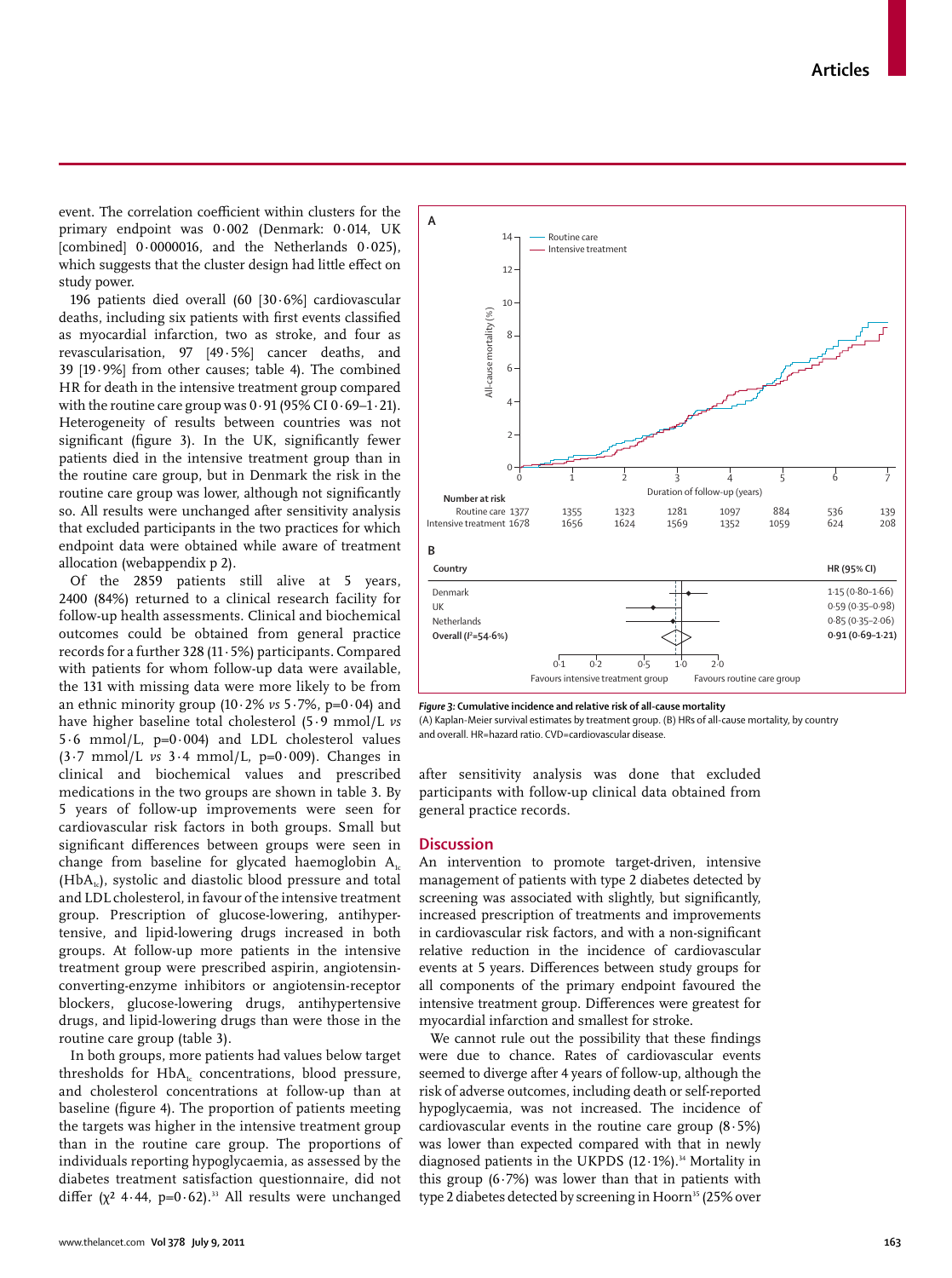event. The correlation coefficient within clusters for the primary endpoint was 0·002 (Denmark: 0·014, UK [combined] 0·0000016, and the Netherlands 0·025), which suggests that the cluster design had little effect on study power.

196 patients died overall (60 [30·6%] cardiovascular deaths, including six patients with first events classified as myocardial infarction, two as stroke, and four as revascularisation, 97 [49·5%] cancer deaths, and 39 [19·9%] from other causes; table 4). The combined HR for death in the intensive treatment group compared with the routine care group was 0·91 (95% CI 0·69–1·21). Heterogeneity of results between countries was not significant (figure 3). In the UK, significantly fewer patients died in the intensive treatment group than in the routine care group, but in Denmark the risk in the routine care group was lower, although not significantly so. All results were unchanged after sensitivity analysis that excluded participants in the two practices for which endpoint data were obtained while aware of treatment allocation (webappendix p 2).

Of the 2859 patients still alive at 5 years, 2400 (84%) returned to a clinical research facility for follow-up health assessments. Clinical and biochemical outcomes could be obtained from general practice records for a further 328 (11·5%) participants. Compared with patients for whom follow-up data were available, the 131 with missing data were more likely to be from an ethnic minority group (10·2% *vs* 5·7%, p=0·04) and have higher baseline total cholesterol (5·9 mmol/L *vs* 5·6 mmol/L, p=0·004) and LDL cholesterol values (3·7 mmol/L *vs* 3·4 mmol/L, p=0·009). Changes in clinical and biochemical values and prescribed medications in the two groups are shown in table 3. By 5 years of follow-up improvements were seen for cardiovascular risk factors in both groups. Small but significant differences between groups were seen in change from baseline for glycated haemoglobin $A_{1c}$ ($HbA_{1c}$), systolic and diastolic blood pressure and total and LDL cholesterol, in favour of the intensive treatment group. Prescription of glucose-lowering, antihypertensive, and lipid-lowering drugs increased in both groups. At follow-up more patients in the intensive treatment group were prescribed aspirin, angiotensin-converting-enzyme inhibitors or angiotensin-receptor blockers, glucose-lowering drugs, antihypertensive drugs, and lipid-lowering drugs than were those in the routine care group (table 3).

In both groups, more patients had values below target thresholds for $HbA_{1c}$ concentrations, blood pressure, and cholesterol concentrations at follow-up than at baseline (figure 4). The proportion of patients meeting the targets was higher in the intensive treatment group than in the routine care group. The proportions of individuals reporting hypoglycaemia, as assessed by the diabetes treatment satisfaction questionnaire, did not differ ($\chi^2$ 4·44, p=0·62).[33] All results were unchanged after sensitivity analysis was done that excluded participants with follow-up clinical data obtained from general practice records.

**Figure 3: Cumulative incidence and relative risk of all-cause mortality**
(A) Kaplan-Meier survival estimates by treatment group. (B) HRs of all-cause mortality, by country and overall. HR=hazard ratio. CVD=cardiovascular disease.

| Number at risk | 0 | 1 | 2 | 3 | 4 | 5 | 6 | 7 |
|---|---|---|---|---|---|---|---|---|
| Routine care | 1377 | 1355 | 1323 | 1281 | 1097 | 884 | 536 | 139 |
| Intensive treatment | 1678 | 1656 | 1624 | 1569 | 1352 | 1059 | 624 | 208 |

| Country | HR (95% CI) |
|---|---|
| Denmark | 1·15 (0·80–1·66) |
| UK | 0·59 (0·35–0·98) |
| Netherlands | 0·85 (0·35–2·06) |
| **Overall ($I^2$=54·6%)** | **0·91 (0·69–1·21)** |

## Discussion

An intervention to promote target-driven, intensive management of patients with type 2 diabetes detected by screening was associated with slightly, but significantly, increased prescription of treatments and improvements in cardiovascular risk factors, and with a non-significant relative reduction in the incidence of cardiovascular events at 5 years. Differences between study groups for all components of the primary endpoint favoured the intensive treatment group. Differences were greatest for myocardial infarction and smallest for stroke.

We cannot rule out the possibility that these findings were due to chance. Rates of cardiovascular events seemed to diverge after 4 years of follow-up, although the risk of adverse outcomes, including death or self-reported hypoglycaemia, was not increased. The incidence of cardiovascular events in the routine care group (8·5%) was lower than expected compared with that in newly diagnosed patients in the UKPDS (12·1%).[34] Mortality in this group (6·7%) was lower than that in patients with type 2 diabetes detected by screening in Hoorn[35] (25% over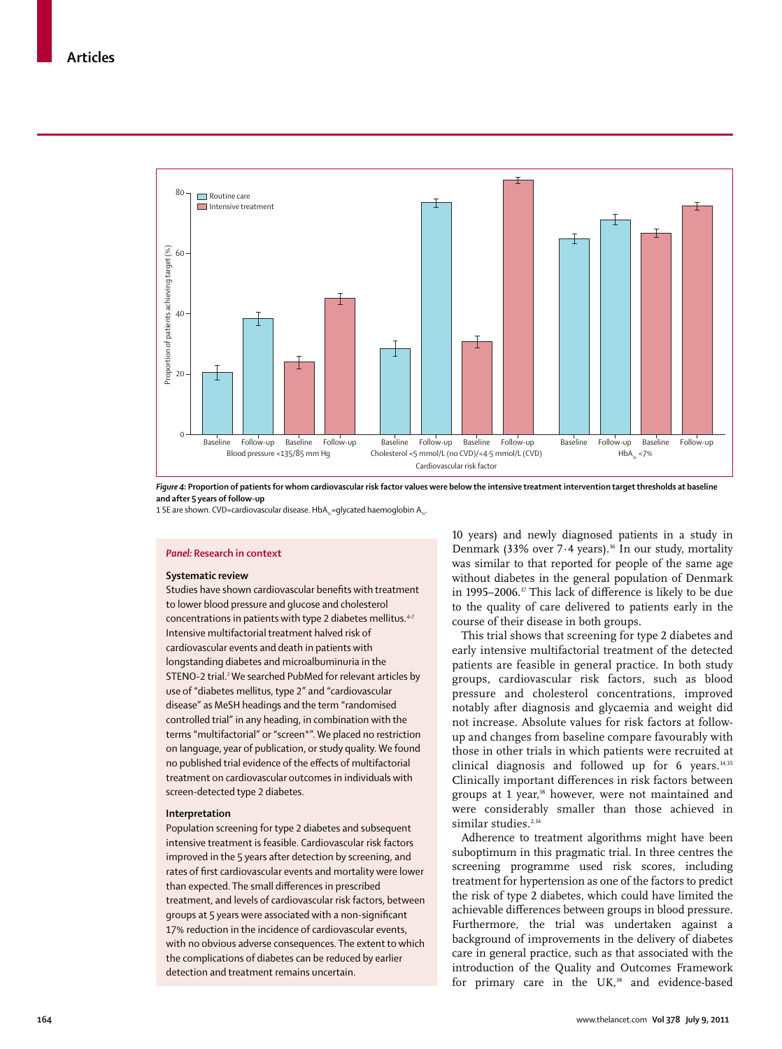*Figure 4*: **Proportion of patients for whom cardiovascular risk factor values were below the intensive treatment intervention target thresholds at baseline and after 5 years of follow-up**

1 SE are shown. CVD=cardiovascular disease. $HbA_{1c}$=glycated haemoglobin $A_{1c}$.

### *Panel:* Research in context

**Systematic review**

Studies have shown cardiovascular benefits with treatment to lower blood pressure and glucose and cholesterol concentrations in patients with type 2 diabetes mellitus.[4-7] Intensive multifactorial treatment halved risk of cardiovascular events and death in patients with longstanding diabetes and microalbuminuria in the STENO-2 trial.[2] We searched PubMed for relevant articles by use of "diabetes mellitus, type 2" and "cardiovascular disease" as MeSH headings and the term "randomised controlled trial" in any heading, in combination with the terms "multifactorial" or "screen*". We placed no restriction on language, year of publication, or study quality. We found no published trial evidence of the effects of multifactorial treatment on cardiovascular outcomes in individuals with screen-detected type 2 diabetes.

**Interpretation**

Population screening for type 2 diabetes and subsequent intensive treatment is feasible. Cardiovascular risk factors improved in the 5 years after detection by screening, and rates of first cardiovascular events and mortality were lower than expected. The small differences in prescribed treatment, and levels of cardiovascular risk factors, between groups at 5 years were associated with a non-significant 17% reduction in the incidence of cardiovascular events, with no obvious adverse consequences. The extent to which the complications of diabetes can be reduced by earlier detection and treatment remains uncertain.

10 years) and newly diagnosed patients in a study in Denmark (33% over 7·4 years).[36] In our study, mortality was similar to that reported for people of the same age without diabetes in the general population of Denmark in 1995–2006.[37] This lack of difference is likely to be due to the quality of care delivered to patients early in the course of their disease in both groups.

This trial shows that screening for type 2 diabetes and early intensive multifactorial treatment of the detected patients are feasible in general practice. In both study groups, cardiovascular risk factors, such as blood pressure and cholesterol concentrations, improved notably after diagnosis and glycaemia and weight did not increase. Absolute values for risk factors at follow-up and changes from baseline compare favourably with those in other trials in which patients were recruited at clinical diagnosis and followed up for 6 years.[34,35] Clinically important differences in risk factors between groups at 1 year,[18] however, were not maintained and were considerably smaller than those achieved in similar studies.[2,34]

Adherence to treatment algorithms might have been suboptimum in this pragmatic trial. In three centres the screening programme used risk scores, including treatment for hypertension as one of the factors to predict the risk of type 2 diabetes, which could have limited the achievable differences between groups in blood pressure. Furthermore, the trial was undertaken against a background of improvements in the delivery of diabetes care in general practice, such as that associated with the introduction of the Quality and Outcomes Framework for primary care in the UK,[38] and evidence-based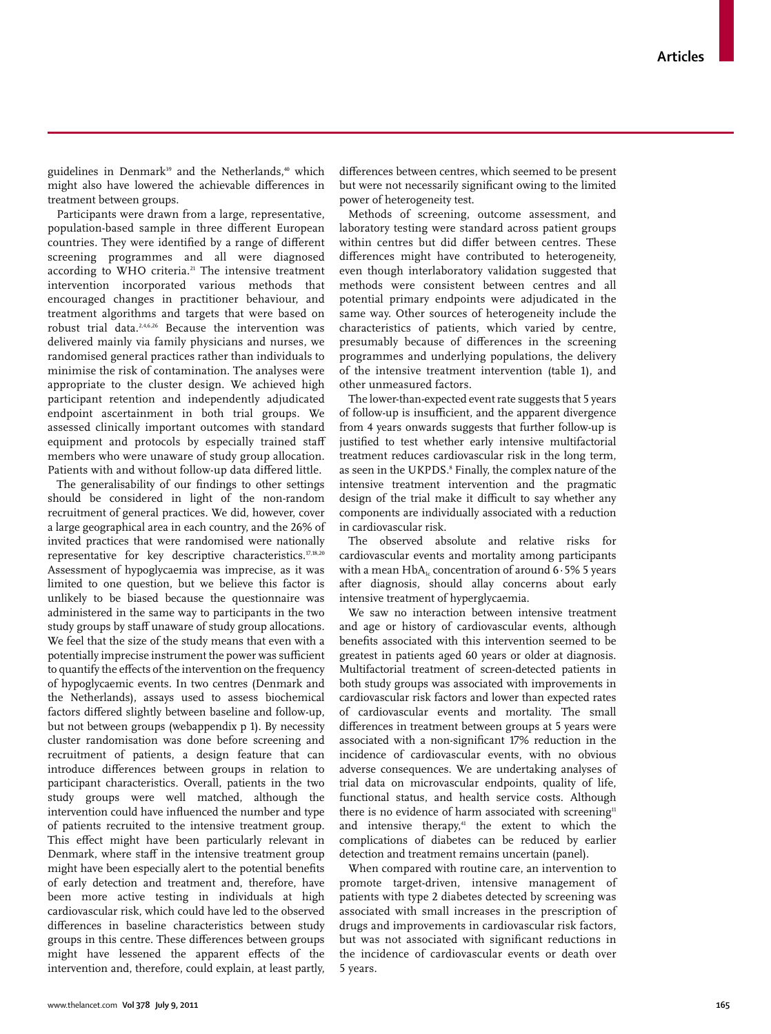guidelines in Denmark[39] and the Netherlands,[40] which might also have lowered the achievable differences in treatment between groups.

Participants were drawn from a large, representative, population-based sample in three different European countries. They were identified by a range of different screening programmes and all were diagnosed according to WHO criteria.[21] The intensive treatment intervention incorporated various methods that encouraged changes in practitioner behaviour, and treatment algorithms and targets that were based on robust trial data.[2,4,6,26] Because the intervention was delivered mainly via family physicians and nurses, we randomised general practices rather than individuals to minimise the risk of contamination. The analyses were appropriate to the cluster design. We achieved high participant retention and independently adjudicated endpoint ascertainment in both trial groups. We assessed clinically important outcomes with standard equipment and protocols by especially trained staff members who were unaware of study group allocation. Patients with and without follow-up data differed little.

The generalisability of our findings to other settings should be considered in light of the non-random recruitment of general practices. We did, however, cover a large geographical area in each country, and the 26% of invited practices that were randomised were nationally representative for key descriptive characteristics.[17,18,20] Assessment of hypoglycaemia was imprecise, as it was limited to one question, but we believe this factor is unlikely to be biased because the questionnaire was administered in the same way to participants in the two study groups by staff unaware of study group allocations. We feel that the size of the study means that even with a potentially imprecise instrument the power was sufficient to quantify the effects of the intervention on the frequency of hypoglycaemic events. In two centres (Denmark and the Netherlands), assays used to assess biochemical factors differed slightly between baseline and follow-up, but not between groups (webappendix p 1). By necessity cluster randomisation was done before screening and recruitment of patients, a design feature that can introduce differences between groups in relation to participant characteristics. Overall, patients in the two study groups were well matched, although the intervention could have influenced the number and type of patients recruited to the intensive treatment group. This effect might have been particularly relevant in Denmark, where staff in the intensive treatment group might have been especially alert to the potential benefits of early detection and treatment and, therefore, have been more active testing in individuals at high cardiovascular risk, which could have led to the observed differences in baseline characteristics between study groups in this centre. These differences between groups might have lessened the apparent effects of the intervention and, therefore, could explain, at least partly, differences between centres, which seemed to be present but were not necessarily significant owing to the limited power of heterogeneity test.

Methods of screening, outcome assessment, and laboratory testing were standard across patient groups within centres but did differ between centres. These differences might have contributed to heterogeneity, even though interlaboratory validation suggested that methods were consistent between centres and all potential primary endpoints were adjudicated in the same way. Other sources of heterogeneity include the characteristics of patients, which varied by centre, presumably because of differences in the screening programmes and underlying populations, the delivery of the intensive treatment intervention (table 1), and other unmeasured factors.

The lower-than-expected event rate suggests that 5 years of follow-up is insufficient, and the apparent divergence from 4 years onwards suggests that further follow-up is justified to test whether early intensive multifactorial treatment reduces cardiovascular risk in the long term, as seen in the UKPDS.[8] Finally, the complex nature of the intensive treatment intervention and the pragmatic design of the trial make it difficult to say whether any components are individually associated with a reduction in cardiovascular risk.

The observed absolute and relative risks for cardiovascular events and mortality among participants with a mean $HbA_{1c}$ concentration of around 6·5% 5 years after diagnosis, should allay concerns about early intensive treatment of hyperglycaemia.

We saw no interaction between intensive treatment and age or history of cardiovascular events, although benefits associated with this intervention seemed to be greatest in patients aged 60 years or older at diagnosis. Multifactorial treatment of screen-detected patients in both study groups was associated with improvements in cardiovascular risk factors and lower than expected rates of cardiovascular events and mortality. The small differences in treatment between groups at 5 years were associated with a non-significant 17% reduction in the incidence of cardiovascular events, with no obvious adverse consequences. We are undertaking analyses of trial data on microvascular endpoints, quality of life, functional status, and health service costs. Although there is no evidence of harm associated with screening[11] and intensive therapy,[41] the extent to which the complications of diabetes can be reduced by earlier detection and treatment remains uncertain (panel).

When compared with routine care, an intervention to promote target-driven, intensive management of patients with type 2 diabetes detected by screening was associated with small increases in the prescription of drugs and improvements in cardiovascular risk factors, but was not associated with significant reductions in the incidence of cardiovascular events or death over 5 years.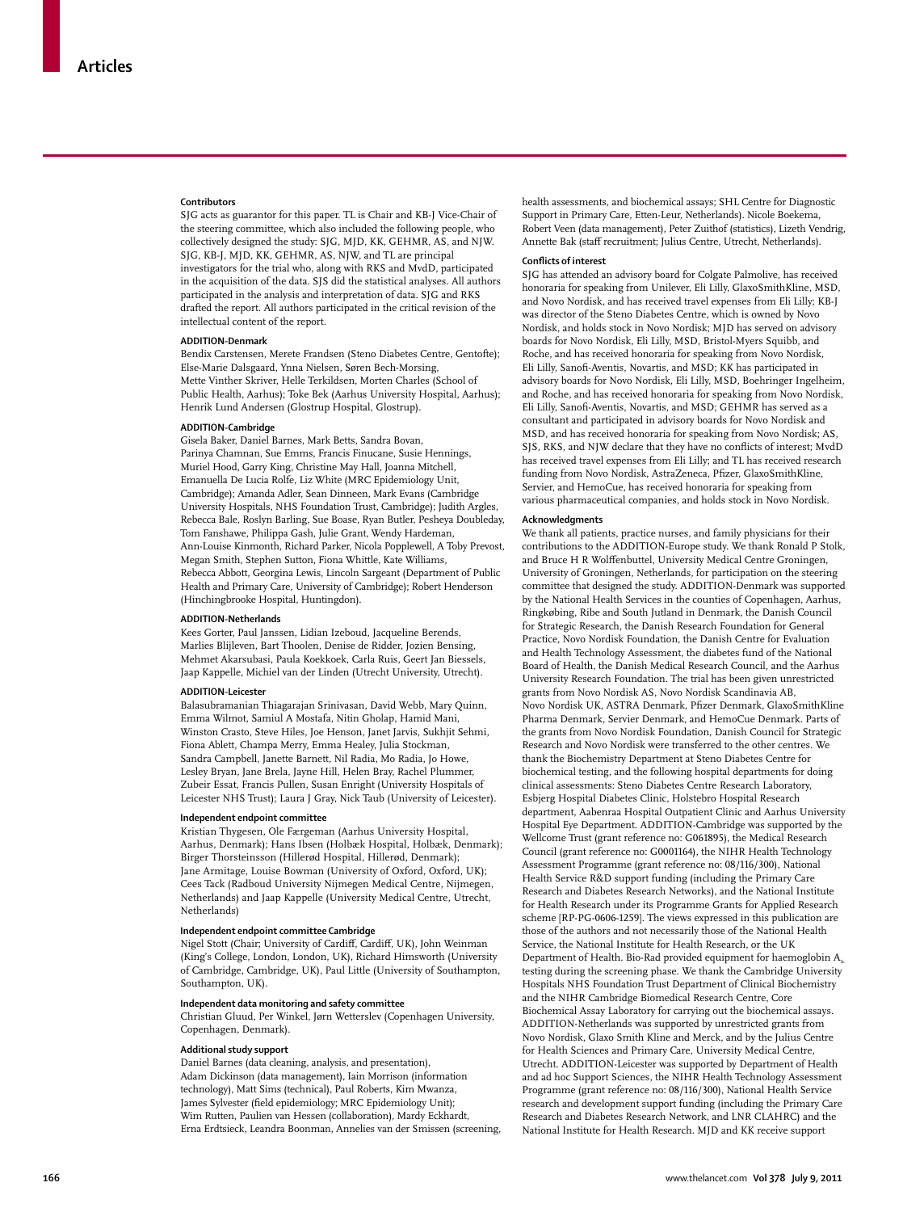### Contributors

SJG acts as guarantor for this paper. TL is Chair and KB-J Vice-Chair of the steering committee, which also included the following people, who collectively designed the study: SJG, MJD, KK, GEHMR, AS, and NJW. SJG, KB-J, MJD, KK, GEHMR, AS, NJW, and TL are principal investigators for the trial who, along with RKS and MvdD, participated in the acquisition of the data. SJS did the statistical analyses. All authors participated in the analysis and interpretation of data. SJG and RKS drafted the report. All authors participated in the critical revision of the intellectual content of the report.

### ADDITION-Denmark

Bendix Carstensen, Merete Frandsen (Steno Diabetes Centre, Gentofte); Else-Marie Dalsgaard, Ynna Nielsen, Søren Bech-Morsing, Mette Vinther Skriver, Helle Terkildsen, Morten Charles (School of Public Health, Aarhus); Toke Bek (Aarhus University Hospital, Aarhus); Henrik Lund Andersen (Glostrup Hospital, Glostrup).

### ADDITION-Cambridge

Gisela Baker, Daniel Barnes, Mark Betts, Sandra Bovan, Parinya Chamnan, Sue Emms, Francis Finucane, Susie Hennings, Muriel Hood, Garry King, Christine May Hall, Joanna Mitchell, Emanuella De Lucia Rolfe, Liz White (MRC Epidemiology Unit, Cambridge); Amanda Adler, Sean Dinneen, Mark Evans (Cambridge University Hospitals, NHS Foundation Trust, Cambridge); Judith Argles, Rebecca Bale, Roslyn Barling, Sue Boase, Ryan Butler, Pesheya Doubleday, Tom Fanshawe, Philippa Gash, Julie Grant, Wendy Hardeman, Ann-Louise Kinmonth, Richard Parker, Nicola Popplewell, A Toby Prevost, Megan Smith, Stephen Sutton, Fiona Whittle, Kate Williams, Rebecca Abbott, Georgina Lewis, Lincoln Sargeant (Department of Public Health and Primary Care, University of Cambridge); Robert Henderson (Hinchingbrooke Hospital, Huntingdon).

### ADDITION-Netherlands

Kees Gorter, Paul Janssen, Lidian Izeboud, Jacqueline Berends, Marlies Blijleven, Bart Thoolen, Denise de Ridder, Jozien Bensing, Mehmet Akarsubasi, Paula Koekkoek, Carla Ruis, Geert Jan Biessels, Jaap Kappelle, Michiel van der Linden (Utrecht University, Utrecht).

### ADDITION-Leicester

Balasubramanian Thiagarajan Srinivasan, David Webb, Mary Quinn, Emma Wilmot, Samiul A Mostafa, Nitin Gholap, Hamid Mani, Winston Crasto, Steve Hiles, Joe Henson, Janet Jarvis, Sukhjit Sehmi, Fiona Ablett, Champa Merry, Emma Healey, Julia Stockman, Sandra Campbell, Janette Barnett, Nil Radia, Mo Radia, Jo Howe, Lesley Bryan, Jane Brela, Jayne Hill, Helen Bray, Rachel Plummer, Zubeir Essat, Francis Pullen, Susan Enright (University Hospitals of Leicester NHS Trust); Laura J Gray, Nick Taub (University of Leicester).

### Independent endpoint committee

Kristian Thygesen, Ole Færgeman (Aarhus University Hospital, Aarhus, Denmark); Hans Ibsen (Holbæk Hospital, Holbæk, Denmark); Birger Thorsteinsson (Hillerød Hospital, Hillerød, Denmark); Jane Armitage, Louise Bowman (University of Oxford, Oxford, UK); Cees Tack (Radboud University Nijmegen Medical Centre, Nijmegen, Netherlands) and Jaap Kappelle (University Medical Centre, Utrecht, Netherlands)

### Independent endpoint committee Cambridge

Nigel Stott (Chair; University of Cardiff, Cardiff, UK), John Weinman (King's College, London, London, UK), Richard Himsworth (University of Cambridge, Cambridge, UK), Paul Little (University of Southampton, Southampton, UK).

### Independent data monitoring and safety committee

Christian Gluud, Per Winkel, Jørn Wetterslev (Copenhagen University, Copenhagen, Denmark).

### Additional study support

Daniel Barnes (data cleaning, analysis, and presentation), Adam Dickinson (data management), Iain Morrison (information technology), Matt Sims (technical), Paul Roberts, Kim Mwanza, James Sylvester (field epidemiology; MRC Epidemiology Unit); Wim Rutten, Paulien van Hessen (collaboration), Mardy Eckhardt, Erna Erdtsieck, Leandra Boonman, Annelies van der Smissen (screening, health assessments, and biochemical assays; SHL Centre for Diagnostic Support in Primary Care, Etten-Leur, Netherlands). Nicole Boekema, Robert Veen (data management), Peter Zuithof (statistics), Lizeth Vendrig, Annette Bak (staff recruitment; Julius Centre, Utrecht, Netherlands).

### Conflicts of interest

SJG has attended an advisory board for Colgate Palmolive, has received honoraria for speaking from Unilever, Eli Lilly, GlaxoSmithKline, MSD, and Novo Nordisk, and has received travel expenses from Eli Lilly; KB-J was director of the Steno Diabetes Centre, which is owned by Novo Nordisk, and holds stock in Novo Nordisk; MJD has served on advisory boards for Novo Nordisk, Eli Lilly, MSD, Bristol-Myers Squibb, and Roche, and has received honoraria for speaking from Novo Nordisk, Eli Lilly, Sanofi-Aventis, Novartis, and MSD; KK has participated in advisory boards for Novo Nordisk, Eli Lilly, MSD, Boehringer Ingelheim, and Roche, and has received honoraria for speaking from Novo Nordisk, Eli Lilly, Sanofi-Aventis, Novartis, and MSD; GEHMR has served as a consultant and participated in advisory boards for Novo Nordisk and MSD, and has received honoraria for speaking from Novo Nordisk; AS, SJS, RKS, and NJW declare that they have no conflicts of interest; MvdD has received travel expenses from Eli Lilly; and TL has received research funding from Novo Nordisk, AstraZeneca, Pfizer, GlaxoSmithKline, Servier, and HemoCue, has received honoraria for speaking from various pharmaceutical companies, and holds stock in Novo Nordisk.

### Acknowledgments

We thank all patients, practice nurses, and family physicians for their contributions to the ADDITION-Europe study. We thank Ronald P Stolk, and Bruce H R Wolffenbuttel, University Medical Centre Groningen, University of Groningen, Netherlands, for participation on the steering committee that designed the study. ADDITION-Denmark was supported by the National Health Services in the counties of Copenhagen, Aarhus, Ringkøbing, Ribe and South Jutland in Denmark, the Danish Council for Strategic Research, the Danish Research Foundation for General Practice, Novo Nordisk Foundation, the Danish Centre for Evaluation and Health Technology Assessment, the diabetes fund of the National Board of Health, the Danish Medical Research Council, and the Aarhus University Research Foundation. The trial has been given unrestricted grants from Novo Nordisk AS, Novo Nordisk Scandinavia AB, Novo Nordisk UK, ASTRA Denmark, Pfizer Denmark, GlaxoSmithKline Pharma Denmark, Servier Denmark, and HemoCue Denmark. Parts of the grants from Novo Nordisk Foundation, Danish Council for Strategic Research and Novo Nordisk were transferred to the other centres. We thank the Biochemistry Department at Steno Diabetes Centre for biochemical testing, and the following hospital departments for doing clinical assessments: Steno Diabetes Centre Research Laboratory, Esbjerg Hospital Diabetes Clinic, Holstebro Hospital Research department, Aabenraa Hospital Outpatient Clinic and Aarhus University Hospital Eye Department. ADDITION-Cambridge was supported by the Wellcome Trust (grant reference no: G061895), the Medical Research Council (grant reference no: G0001164), the NIHR Health Technology Assessment Programme (grant reference no: 08/116/300), National Health Service R&D support funding (including the Primary Care Research and Diabetes Research Networks), and the National Institute for Health Research under its Programme Grants for Applied Research scheme [RP-PG-0606-1259]. The views expressed in this publication are those of the authors and not necessarily those of the National Health Service, the National Institute for Health Research, or the UK Department of Health. Bio-Rad provided equipment for haemoglobin $A_{1c}$ testing during the screening phase. We thank the Cambridge University Hospitals NHS Foundation Trust Department of Clinical Biochemistry and the NIHR Cambridge Biomedical Research Centre, Core Biochemical Assay Laboratory for carrying out the biochemical assays. ADDITION-Netherlands was supported by unrestricted grants from Novo Nordisk, Glaxo Smith Kline and Merck, and by the Julius Centre for Health Sciences and Primary Care, University Medical Centre, Utrecht. ADDITION-Leicester was supported by Department of Health and ad hoc Support Sciences, the NIHR Health Technology Assessment Programme (grant reference no: 08/116/300), National Health Service research and development support funding (including the Primary Care Research and Diabetes Research Network, and LNR CLAHRC) and the National Institute for Health Research. MJD and KK receive support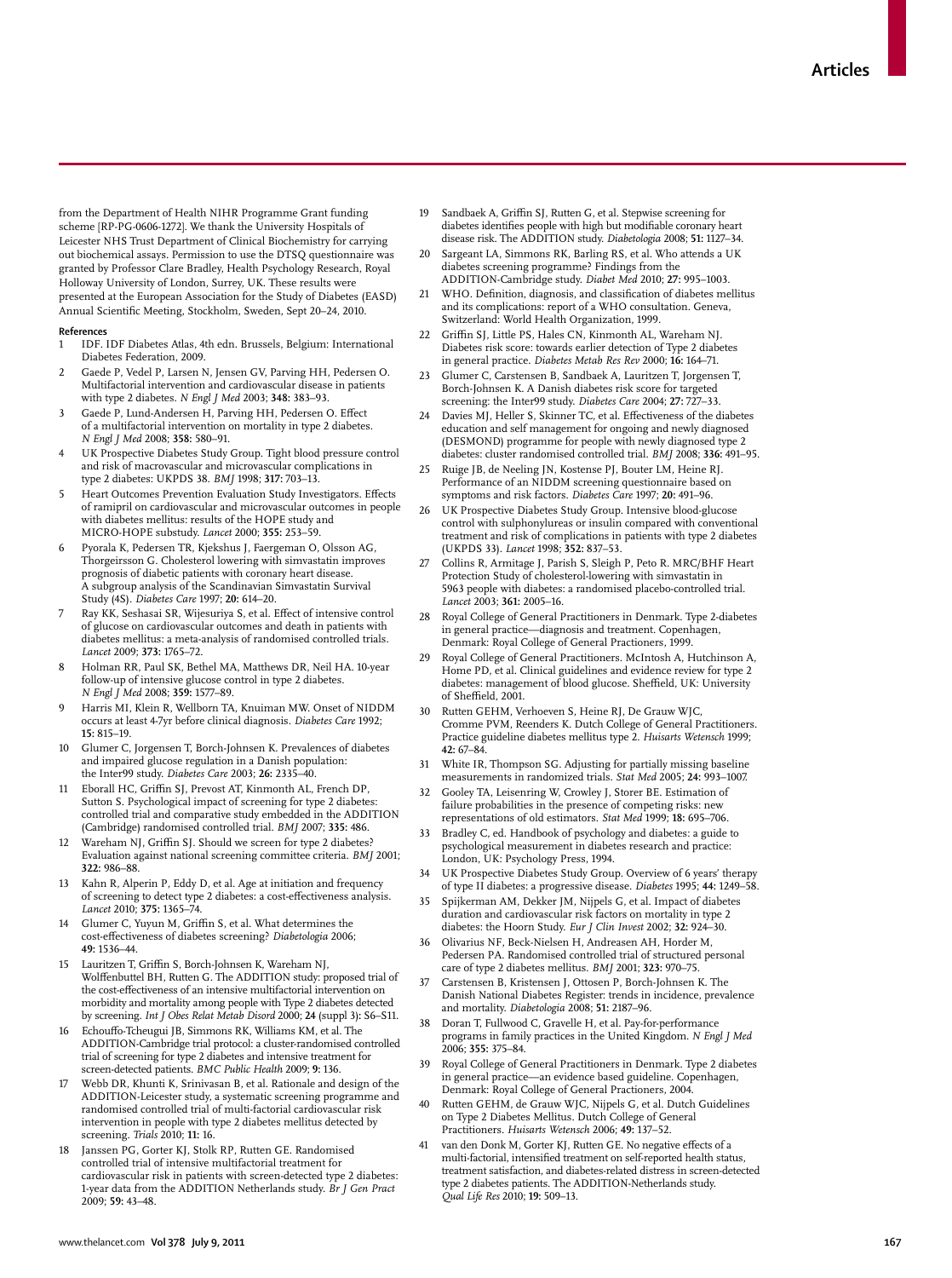from the Department of Health NIHR Programme Grant funding scheme [RP-PG-0606-1272]. We thank the University Hospitals of Leicester NHS Trust Department of Clinical Biochemistry for carrying out biochemical assays. Permission to use the DTSQ questionnaire was granted by Professor Clare Bradley, Health Psychology Research, Royal Holloway University of London, Surrey, UK. These results were presented at the European Association for the Study of Diabetes (EASD) Annual Scientific Meeting, Stockholm, Sweden, Sept 20–24, 2010.

### References

1. IDF. IDF Diabetes Atlas, 4th edn. Brussels, Belgium: International Diabetes Federation, 2009.
2. Gaede P, Vedel P, Larsen N, Jensen GV, Parving HH, Pedersen O. Multifactorial intervention and cardiovascular disease in patients with type 2 diabetes. *N Engl J Med* 2003; **348:** 383–93.
3. Gaede P, Lund-Andersen H, Parving HH, Pedersen O. Effect of a multifactorial intervention on mortality in type 2 diabetes. *N Engl J Med* 2008; **358:** 580–91.
4. UK Prospective Diabetes Study Group. Tight blood pressure control and risk of macrovascular and microvascular complications in type 2 diabetes: UKPDS 38. *BMJ* 1998; **317:** 703–13.
5. Heart Outcomes Prevention Evaluation Study Investigators. Effects of ramipril on cardiovascular and microvascular outcomes in people with diabetes mellitus: results of the HOPE study and MICRO-HOPE substudy. *Lancet* 2000; **355:** 253–59.
6. Pyorala K, Pedersen TR, Kjekshus J, Faergeman O, Olsson AG, Thorgeirsson G. Cholesterol lowering with simvastatin improves prognosis of diabetic patients with coronary heart disease. A subgroup analysis of the Scandinavian Simvastatin Survival Study (4S). *Diabetes Care* 1997; **20:** 614–20.
7. Ray KK, Seshasai SR, Wijesuriya S, et al. Effect of intensive control of glucose on cardiovascular outcomes and death in patients with diabetes mellitus: a meta-analysis of randomised controlled trials. *Lancet* 2009; **373:** 1765–72.
8. Holman RR, Paul SK, Bethel MA, Matthews DR, Neil HA. 10-year follow-up of intensive glucose control in type 2 diabetes. *N Engl J Med* 2008; **359:** 1577–89.
9. Harris MI, Klein R, Wellborn TA, Knuiman MW. Onset of NIDDM occurs at least 4-7yr before clinical diagnosis. *Diabetes Care* 1992; **15:** 815–19.
10. Glumer C, Jorgensen T, Borch-Johnsen K. Prevalences of diabetes and impaired glucose regulation in a Danish population: the Inter99 study. *Diabetes Care* 2003; **26:** 2335–40.
11. Eborall HC, Griffin SJ, Prevost AT, Kinmonth AL, French DP, Sutton S. Psychological impact of screening for type 2 diabetes: controlled trial and comparative study embedded in the ADDITION (Cambridge) randomised controlled trial. *BMJ* 2007; **335:** 486.
12. Wareham NJ, Griffin SJ. Should we screen for type 2 diabetes? Evaluation against national screening committee criteria. *BMJ* 2001; **322:** 986–88.
13. Kahn R, Alperin P, Eddy D, et al. Age at initiation and frequency of screening to detect type 2 diabetes: a cost-effectiveness analysis. *Lancet* 2010; **375:** 1365–74.
14. Glumer C, Yuyun M, Griffin S, et al. What determines the cost-effectiveness of diabetes screening? *Diabetologia* 2006; **49:** 1536–44.
15. Lauritzen T, Griffin S, Borch-Johnsen K, Wareham NJ, Wolffenbuttel BH, Rutten G. The ADDITION study: proposed trial of the cost-effectiveness of an intensive multifactorial intervention on morbidity and mortality among people with Type 2 diabetes detected by screening. *Int J Obes Relat Metab Disord* 2000; **24** (suppl 3)**:** S6–S11.
16. Echouffo-Tcheugui JB, Simmons RK, Williams KM, et al. The ADDITION-Cambridge trial protocol: a cluster-randomised controlled trial of screening for type 2 diabetes and intensive treatment for screen-detected patients. *BMC Public Health* 2009; **9:** 136.
17. Webb DR, Khunti K, Srinivasan B, et al. Rationale and design of the ADDITION-Leicester study, a systematic screening programme and randomised controlled trial of multi-factorial cardiovascular risk intervention in people with type 2 diabetes mellitus detected by screening. *Trials* 2010; **11:** 16.
18. Janssen PG, Gorter KJ, Stolk RP, Rutten GE. Randomised controlled trial of intensive multifactorial treatment for cardiovascular risk in patients with screen-detected type 2 diabetes: 1-year data from the ADDITION Netherlands study. *Br J Gen Pract* 2009; **59:** 43–48.
19. Sandbaek A, Griffin SJ, Rutten G, et al. Stepwise screening for diabetes identifies people with high but modifiable coronary heart disease risk. The ADDITION study. *Diabetologia* 2008; **51:** 1127–34.
20. Sargeant LA, Simmons RK, Barling RS, et al. Who attends a UK diabetes screening programme? Findings from the ADDITION-Cambridge study. *Diabet Med* 2010; **27:** 995–1003.
21. WHO. Definition, diagnosis, and classification of diabetes mellitus and its complications: report of a WHO consultation. Geneva, Switzerland: World Health Organization, 1999.
22. Griffin SJ, Little PS, Hales CN, Kinmonth AL, Wareham NJ. Diabetes risk score: towards earlier detection of Type 2 diabetes in general practice. *Diabetes Metab Res Rev* 2000; **16:** 164–71.
23. Glumer C, Carstensen B, Sandbaek A, Lauritzen T, Jorgensen T, Borch-Johnsen K. A Danish diabetes risk score for targeted screening: the Inter99 study. *Diabetes Care* 2004; **27:** 727–33.
24. Davies MJ, Heller S, Skinner TC, et al. Effectiveness of the diabetes education and self management for ongoing and newly diagnosed (DESMOND) programme for people with newly diagnosed type 2 diabetes: cluster randomised controlled trial. *BMJ* 2008; **336:** 491–95.
25. Ruige JB, de Neeling JN, Kostense PJ, Bouter LM, Heine RJ. Performance of an NIDDM screening questionnaire based on symptoms and risk factors. *Diabetes Care* 1997; **20:** 491–96.
26. UK Prospective Diabetes Study Group. Intensive blood-glucose control with sulphonylureas or insulin compared with conventional treatment and risk of complications in patients with type 2 diabetes (UKPDS 33). *Lancet* 1998; **352:** 837–53.
27. Collins R, Armitage J, Parish S, Sleigh P, Peto R. MRC/BHF Heart Protection Study of cholesterol-lowering with simvastatin in 5963 people with diabetes: a randomised placebo-controlled trial. *Lancet* 2003; **361:** 2005–16.
28. Royal College of General Practitioners in Denmark. Type 2-diabetes in general practice—diagnosis and treatment. Copenhagen, Denmark: Royal College of General Practioners, 1999.
29. Royal College of General Practitioners. McIntosh A, Hutchinson A, Home PD, et al. Clinical guidelines and evidence review for type 2 diabetes: management of blood glucose. Sheffield, UK: University of Sheffield, 2001.
30. Rutten GEHM, Verhoeven S, Heine RJ, De Grauw WJC, Cromme PVM, Reenders K. Dutch College of General Practitioners. Practice guideline diabetes mellitus type 2. *Huisarts Wetensch* 1999; **42:** 67–84.
31. White IR, Thompson SG. Adjusting for partially missing baseline measurements in randomized trials. *Stat Med* 2005; **24:** 993–1007.
32. Gooley TA, Leisenring W, Crowley J, Storer BE. Estimation of failure probabilities in the presence of competing risks: new representations of old estimators. *Stat Med* 1999; **18:** 695–706.
33. Bradley C, ed. Handbook of psychology and diabetes: a guide to psychological measurement in diabetes research and practice: London, UK: Psychology Press, 1994.
34. UK Prospective Diabetes Study Group. Overview of 6 years' therapy of type II diabetes: a progressive disease. *Diabetes* 1995; **44:** 1249–58.
35. Spijkerman AM, Dekker JM, Nijpels G, et al. Impact of diabetes duration and cardiovascular risk factors on mortality in type 2 diabetes: the Hoorn Study. *Eur J Clin Invest* 2002; **32:** 924–30.
36. Olivarius NF, Beck-Nielsen H, Andreasen AH, Horder M, Pedersen PA. Randomised controlled trial of structured personal care of type 2 diabetes mellitus. *BMJ* 2001; **323:** 970–75.
37. Carstensen B, Kristensen J, Ottosen P, Borch-Johnsen K. The Danish National Diabetes Register: trends in incidence, prevalence and mortality. *Diabetologia* 2008; **51:** 2187–96.
38. Doran T, Fullwood C, Gravelle H, et al. Pay-for-performance programs in family practices in the United Kingdom. *N Engl J Med* 2006; **355:** 375–84.
39. Royal College of General Practitioners in Denmark. Type 2 diabetes in general practice—an evidence based guideline. Copenhagen, Denmark: Royal College of General Practioners, 2004.
40. Rutten GEHM, de Grauw WJC, Nijpels G, et al. Dutch Guidelines on Type 2 Diabetes Mellitus. Dutch College of General Practitioners. *Huisarts Wetensch* 2006; **49:** 137–52.
41. van den Donk M, Gorter KJ, Rutten GE. No negative effects of a multi-factorial, intensified treatment on self-reported health status, treatment satisfaction, and diabetes-related distress in screen-detected type 2 diabetes patients. The ADDITION-Netherlands study. *Qual Life Res* 2010; **19:** 509–13.